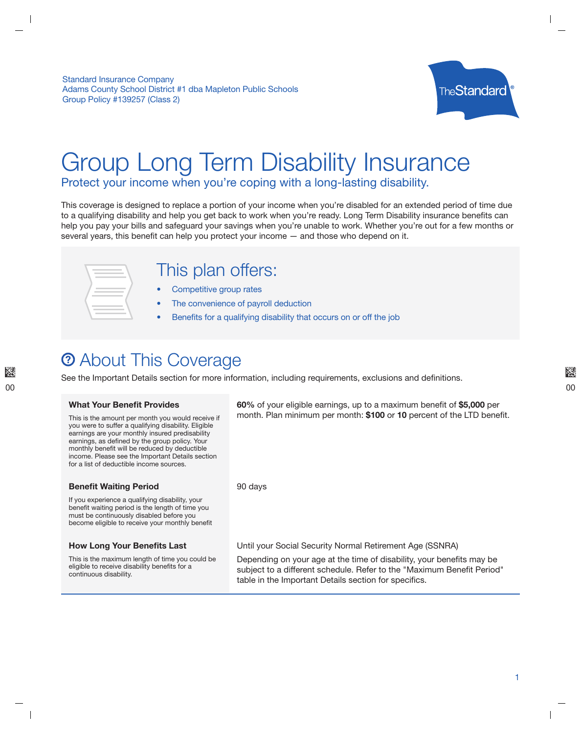Standard Insurance Company
Adams County School District #1 dba Mapleton Public Schools
Group Policy #139257 (Class 2)

# Group Long Term Disability Insurance

Protect your income when you're coping with a long-lasting disability.

This coverage is designed to replace a portion of your income when you're disabled for an extended period of time due to a qualifying disability and help you get back to work when you're ready. Long Term Disability insurance benefits can help you pay your bills and safeguard your savings when you're unable to work. Whether you're out for a few months or several years, this benefit can help you protect your income — and those who depend on it.

## This plan offers:

- Competitive group rates
- The convenience of payroll deduction
- Benefits for a qualifying disability that occurs on or off the job

## About This Coverage

See the Important Details section for more information, including requirements, exclusions and definitions.

| | |
|---|---|
| **What Your Benefit Provides**<br>This is the amount per month you would receive if you were to suffer a qualifying disability. Eligible earnings are your monthly insured predisability earnings, as defined by the group policy. Your monthly benefit will be reduced by deductible income. Please see the Important Details section for a list of deductible income sources. | **60%** of your eligible earnings, up to a maximum benefit of **$5,000** per month. Plan minimum per month: **$100** or **10** percent of the LTD benefit. |
| **Benefit Waiting Period**<br>If you experience a qualifying disability, your benefit waiting period is the length of time you must be continuously disabled before you become eligible to receive your monthly benefit | 90 days |
| **How Long Your Benefits Last**<br>This is the maximum length of time you could be eligible to receive disability benefits for a continuous disability. | Until your Social Security Normal Retirement Age (SSNRA)<br>Depending on your age at the time of disability, your benefits may be subject to a different schedule. Refer to the "Maximum Benefit Period" table in the Important Details section for specifics. |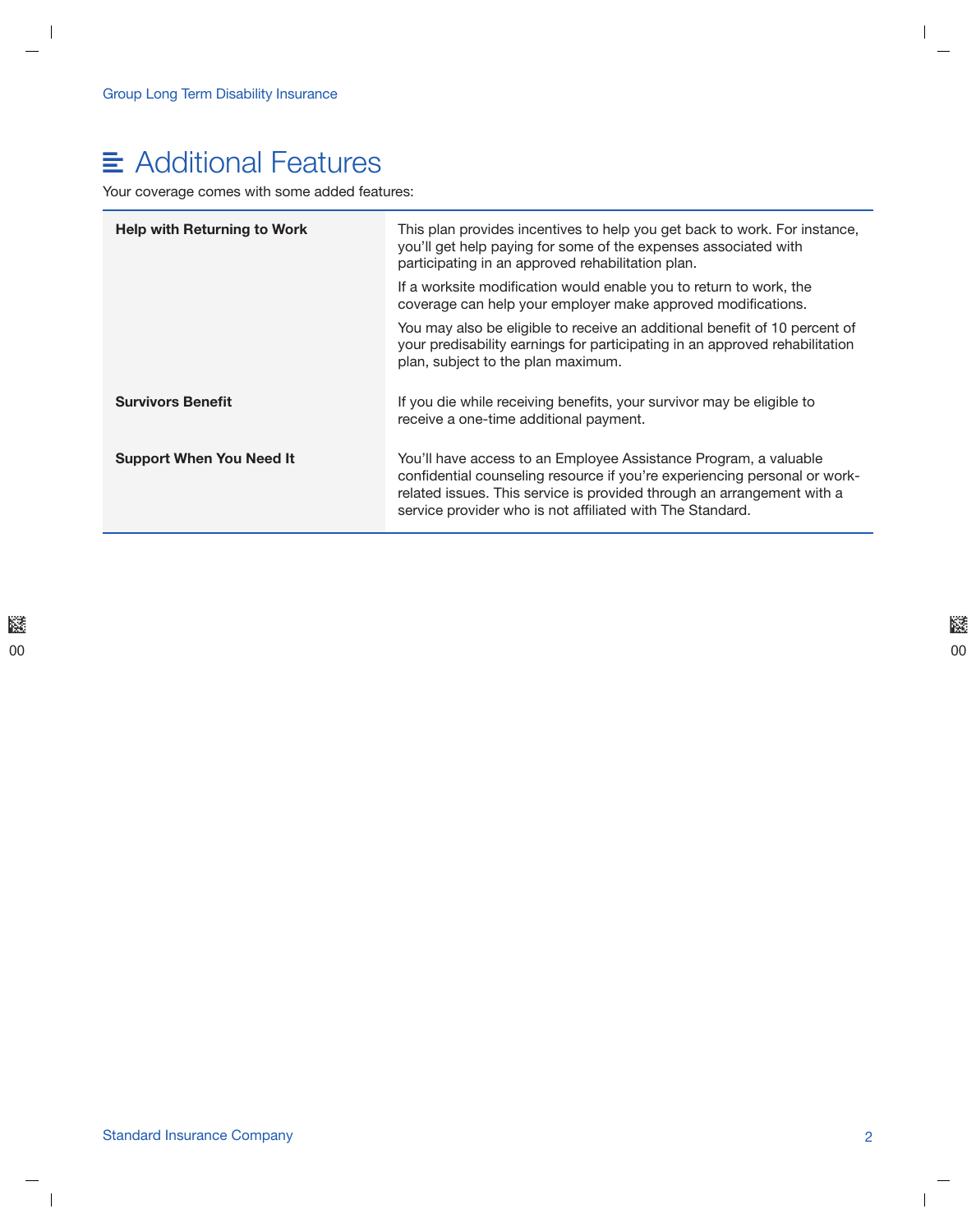# Additional Features

Your coverage comes with some added features:

| | |
|---|---|
| **Help with Returning to Work** | This plan provides incentives to help you get back to work. For instance, you'll get help paying for some of the expenses associated with participating in an approved rehabilitation plan.<br><br>If a worksite modification would enable you to return to work, the coverage can help your employer make approved modifications.<br><br>You may also be eligible to receive an additional benefit of 10 percent of your predisability earnings for participating in an approved rehabilitation plan, subject to the plan maximum. |
| **Survivors Benefit** | If you die while receiving benefits, your survivor may be eligible to receive a one-time additional payment. |
| **Support When You Need It** | You'll have access to an Employee Assistance Program, a valuable confidential counseling resource if you're experiencing personal or work-related issues. This service is provided through an arrangement with a service provider who is not affiliated with The Standard. |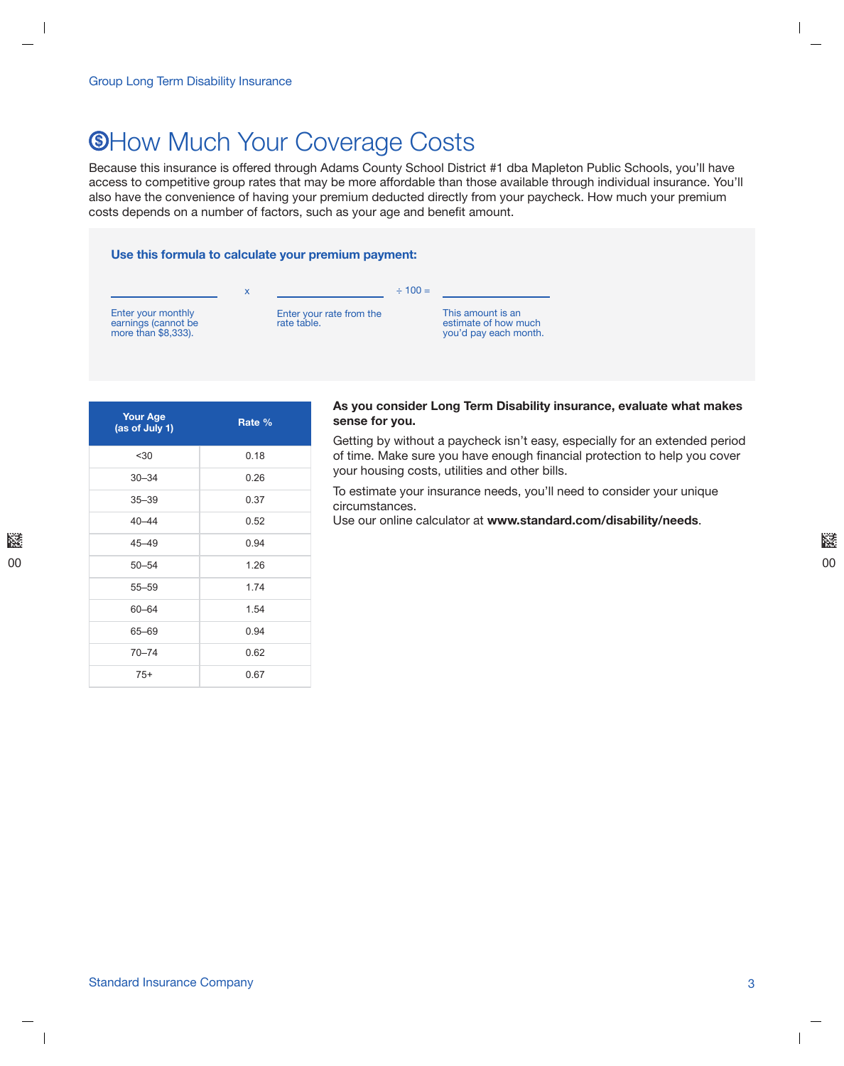# How Much Your Coverage Costs

Because this insurance is offered through Adams County School District #1 dba Mapleton Public Schools, you'll have access to competitive group rates that may be more affordable than those available through individual insurance. You'll also have the convenience of having your premium deducted directly from your paycheck. How much your premium costs depends on a number of factors, such as your age and benefit amount.

**Use this formula to calculate your premium payment:**

| ____________ | x | ____________ | ÷ 100 = | ____________ |
|---|---|---|---|---|
| Enter your monthly earnings (cannot be more than $8,333). | | Enter your rate from the rate table. | | This amount is an estimate of how much you'd pay each month. |

| Your Age (as of July 1) | Rate % |
|---|---|
| <30 | 0.18 |
| 30–34 | 0.26 |
| 35–39 | 0.37 |
| 40–44 | 0.52 |
| 45–49 | 0.94 |
| 50–54 | 1.26 |
| 55–59 | 1.74 |
| 60–64 | 1.54 |
| 65–69 | 0.94 |
| 70–74 | 0.62 |
| 75+ | 0.67 |

**As you consider Long Term Disability insurance, evaluate what makes sense for you.**

Getting by without a paycheck isn't easy, especially for an extended period of time. Make sure you have enough financial protection to help you cover your housing costs, utilities and other bills.

To estimate your insurance needs, you'll need to consider your unique circumstances.
Use our online calculator at **www.standard.com/disability/needs**.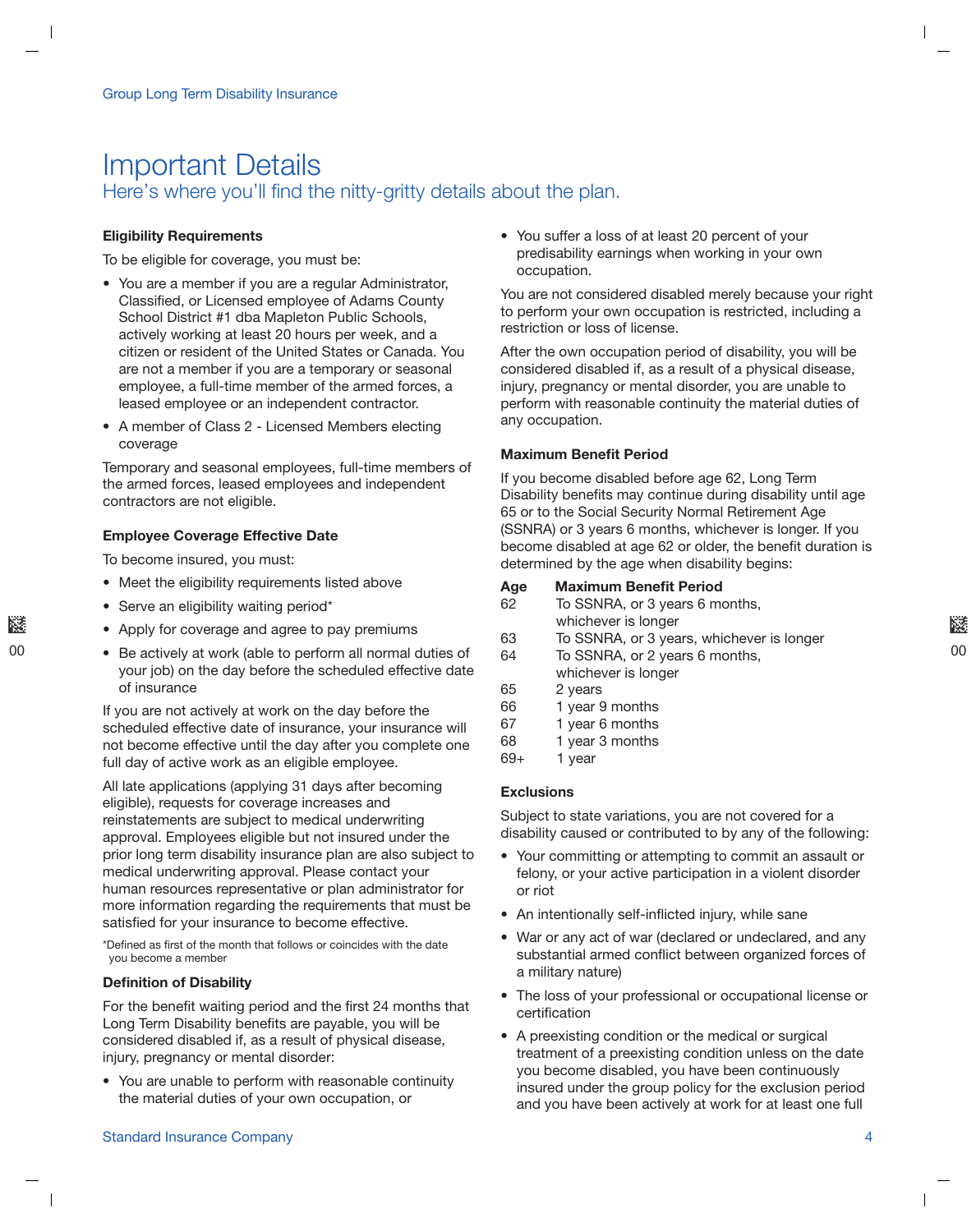# Important Details

## Here's where you'll find the nitty-gritty details about the plan.

**Eligibility Requirements**

To be eligible for coverage, you must be:

- You are a member if you are a regular Administrator, Classified, or Licensed employee of Adams County School District #1 dba Mapleton Public Schools, actively working at least 20 hours per week, and a citizen or resident of the United States or Canada. You are not a member if you are a temporary or seasonal employee, a full-time member of the armed forces, a leased employee or an independent contractor.
- A member of Class 2 - Licensed Members electing coverage

Temporary and seasonal employees, full-time members of the armed forces, leased employees and independent contractors are not eligible.

**Employee Coverage Effective Date**

To become insured, you must:

- Meet the eligibility requirements listed above
- Serve an eligibility waiting period*
- Apply for coverage and agree to pay premiums
- Be actively at work (able to perform all normal duties of your job) on the day before the scheduled effective date of insurance

If you are not actively at work on the day before the scheduled effective date of insurance, your insurance will not become effective until the day after you complete one full day of active work as an eligible employee.

All late applications (applying 31 days after becoming eligible), requests for coverage increases and reinstatements are subject to medical underwriting approval. Employees eligible but not insured under the prior long term disability insurance plan are also subject to medical underwriting approval. Please contact your human resources representative or plan administrator for more information regarding the requirements that must be satisfied for your insurance to become effective.

*Defined as first of the month that follows or coincides with the date you become a member

**Definition of Disability**

For the benefit waiting period and the first 24 months that Long Term Disability benefits are payable, you will be considered disabled if, as a result of physical disease, injury, pregnancy or mental disorder:

- You are unable to perform with reasonable continuity the material duties of your own occupation, or
- You suffer a loss of at least 20 percent of your predisability earnings when working in your own occupation.

You are not considered disabled merely because your right to perform your own occupation is restricted, including a restriction or loss of license.

After the own occupation period of disability, you will be considered disabled if, as a result of a physical disease, injury, pregnancy or mental disorder, you are unable to perform with reasonable continuity the material duties of any occupation.

**Maximum Benefit Period**

If you become disabled before age 62, Long Term Disability benefits may continue during disability until age 65 or to the Social Security Normal Retirement Age (SSNRA) or 3 years 6 months, whichever is longer. If you become disabled at age 62 or older, the benefit duration is determined by the age when disability begins:

| Age | Maximum Benefit Period |
|---|---|
| 62 | To SSNRA, or 3 years 6 months, whichever is longer |
| 63 | To SSNRA, or 3 years, whichever is longer |
| 64 | To SSNRA, or 2 years 6 months, whichever is longer |
| 65 | 2 years |
| 66 | 1 year 9 months |
| 67 | 1 year 6 months |
| 68 | 1 year 3 months |
| 69+ | 1 year |

**Exclusions**

Subject to state variations, you are not covered for a disability caused or contributed to by any of the following:

- Your committing or attempting to commit an assault or felony, or your active participation in a violent disorder or riot
- An intentionally self-inflicted injury, while sane
- War or any act of war (declared or undeclared, and any substantial armed conflict between organized forces of a military nature)
- The loss of your professional or occupational license or certification
- A preexisting condition or the medical or surgical treatment of a preexisting condition unless on the date you become disabled, you have been continuously insured under the group policy for the exclusion period and you have been actively at work for at least one full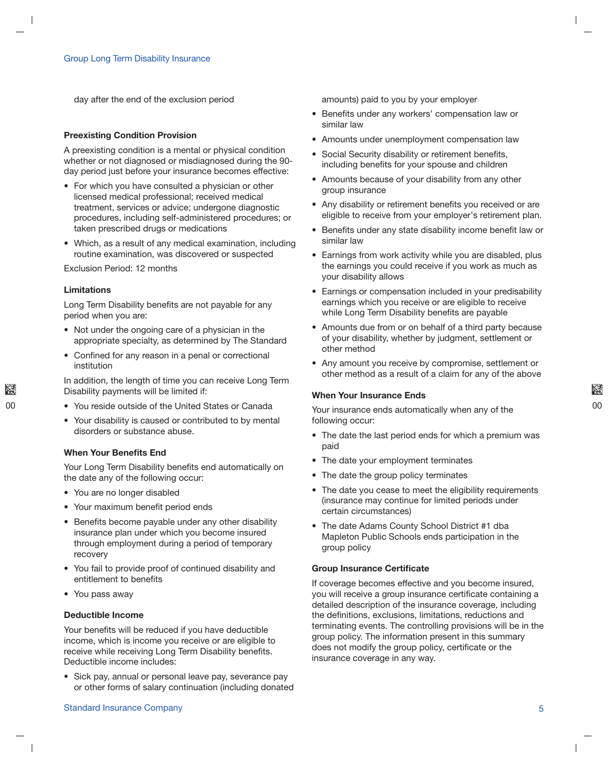day after the end of the exclusion period

### Preexisting Condition Provision

A preexisting condition is a mental or physical condition whether or not diagnosed or misdiagnosed during the 90-day period just before your insurance becomes effective:

- For which you have consulted a physician or other licensed medical professional; received medical treatment, services or advice; undergone diagnostic procedures, including self-administered procedures; or taken prescribed drugs or medications
- Which, as a result of any medical examination, including routine examination, was discovered or suspected

Exclusion Period: 12 months

### Limitations

Long Term Disability benefits are not payable for any period when you are:

- Not under the ongoing care of a physician in the appropriate specialty, as determined by The Standard
- Confined for any reason in a penal or correctional institution

In addition, the length of time you can receive Long Term Disability payments will be limited if:

- You reside outside of the United States or Canada
- Your disability is caused or contributed to by mental disorders or substance abuse.

### When Your Benefits End

Your Long Term Disability benefits end automatically on the date any of the following occur:

- You are no longer disabled
- Your maximum benefit period ends
- Benefits become payable under any other disability insurance plan under which you become insured through employment during a period of temporary recovery
- You fail to provide proof of continued disability and entitlement to benefits
- You pass away

### Deductible Income

Your benefits will be reduced if you have deductible income, which is income you receive or are eligible to receive while receiving Long Term Disability benefits. Deductible income includes:

- Sick pay, annual or personal leave pay, severance pay or other forms of salary continuation (including donated amounts) paid to you by your employer
- Benefits under any workers' compensation law or similar law
- Amounts under unemployment compensation law
- Social Security disability or retirement benefits, including benefits for your spouse and children
- Amounts because of your disability from any other group insurance
- Any disability or retirement benefits you received or are eligible to receive from your employer's retirement plan.
- Benefits under any state disability income benefit law or similar law
- Earnings from work activity while you are disabled, plus the earnings you could receive if you work as much as your disability allows
- Earnings or compensation included in your predisability earnings which you receive or are eligible to receive while Long Term Disability benefits are payable
- Amounts due from or on behalf of a third party because of your disability, whether by judgment, settlement or other method
- Any amount you receive by compromise, settlement or other method as a result of a claim for any of the above

### When Your Insurance Ends

Your insurance ends automatically when any of the following occur:

- The date the last period ends for which a premium was paid
- The date your employment terminates
- The date the group policy terminates
- The date you cease to meet the eligibility requirements (insurance may continue for limited periods under certain circumstances)
- The date Adams County School District #1 dba Mapleton Public Schools ends participation in the group policy

### Group Insurance Certificate

If coverage becomes effective and you become insured, you will receive a group insurance certificate containing a detailed description of the insurance coverage, including the definitions, exclusions, limitations, reductions and terminating events. The controlling provisions will be in the group policy. The information present in this summary does not modify the group policy, certificate or the insurance coverage in any way.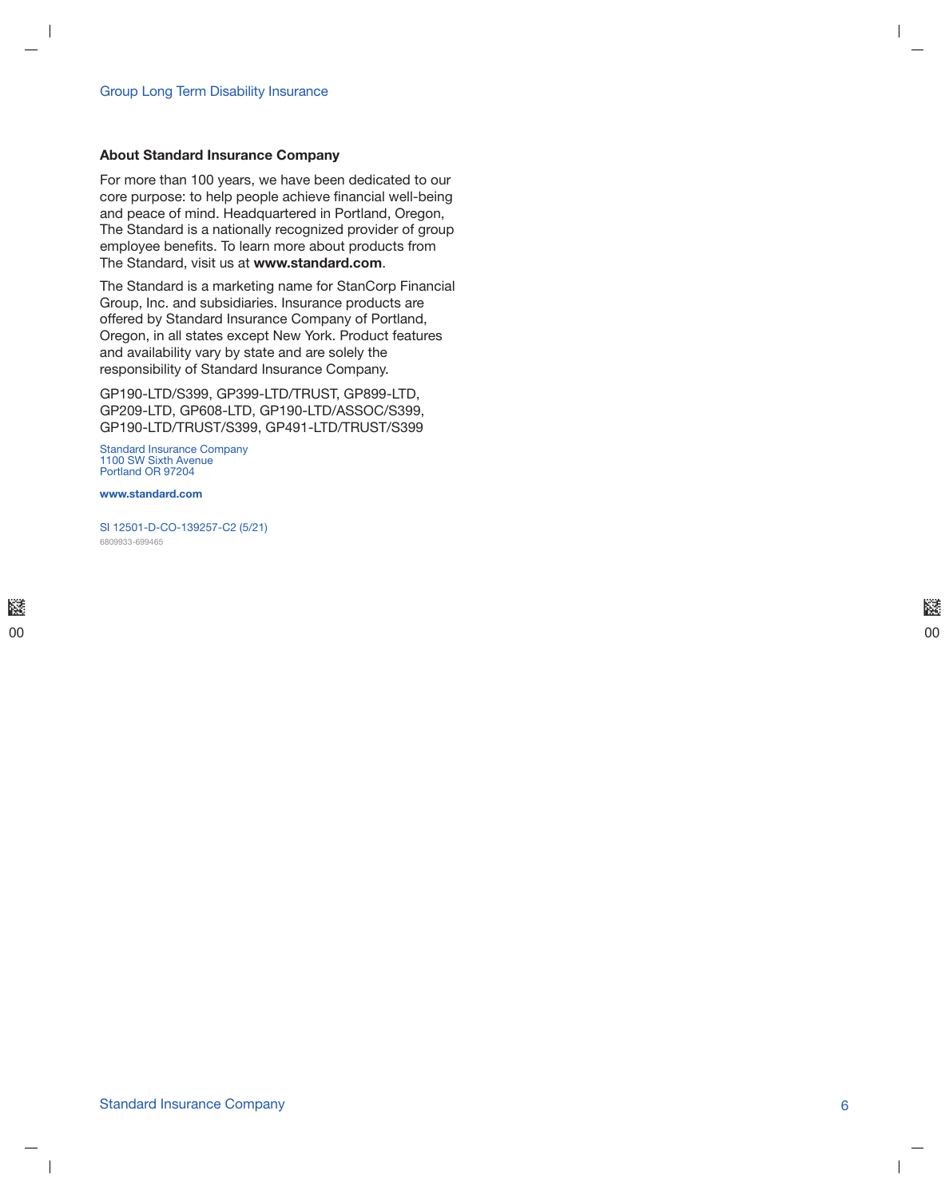## About Standard Insurance Company

For more than 100 years, we have been dedicated to our core purpose: to help people achieve financial well-being and peace of mind. Headquartered in Portland, Oregon, The Standard is a nationally recognized provider of group employee benefits. To learn more about products from The Standard, visit us at **www.standard.com**.

The Standard is a marketing name for StanCorp Financial Group, Inc. and subsidiaries. Insurance products are offered by Standard Insurance Company of Portland, Oregon, in all states except New York. Product features and availability vary by state and are solely the responsibility of Standard Insurance Company.

GP190-LTD/S399, GP399-LTD/TRUST, GP899-LTD, GP209-LTD, GP608-LTD, GP190-LTD/ASSOC/S399, GP190-LTD/TRUST/S399, GP491-LTD/TRUST/S399

Standard Insurance Company
1100 SW Sixth Avenue
Portland OR 97204

**www.standard.com**

SI 12501-D-CO-139257-C2 (5/21)
6809933-699465